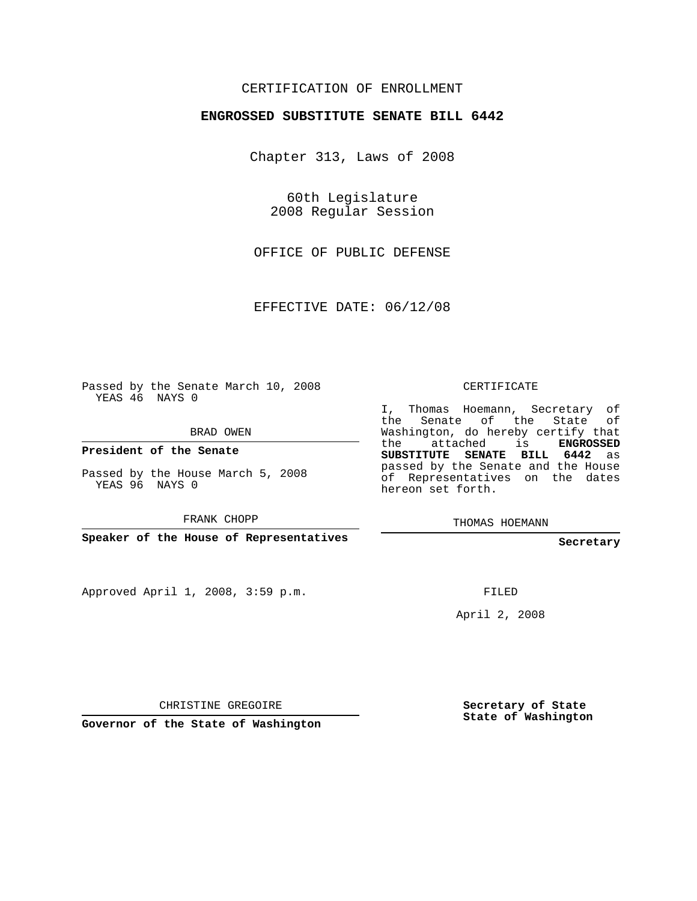CERTIFICATION OF ENROLLMENT

**ENGROSSED SUBSTITUTE SENATE BILL 6442**

Chapter 313, Laws of 2008

60th Legislature
2008 Regular Session

OFFICE OF PUBLIC DEFENSE

EFFECTIVE DATE: 06/12/08

Passed by the Senate March 10, 2008
YEAS 46 NAYS 0

BRAD OWEN

**President of the Senate**

Passed by the House March 5, 2008
YEAS 96 NAYS 0

FRANK CHOPP

**Speaker of the House of Representatives**

Approved April 1, 2008, 3:59 p.m.

CHRISTINE GREGOIRE

**Governor of the State of Washington**

CERTIFICATE

I, Thomas Hoemann, Secretary of the Senate of the State of Washington, do hereby certify that the attached is **ENGROSSED SUBSTITUTE SENATE BILL 6442** as passed by the Senate and the House of Representatives on the dates hereon set forth.

THOMAS HOEMANN

**Secretary**

FILED

April 2, 2008

**Secretary of State**
**State of Washington**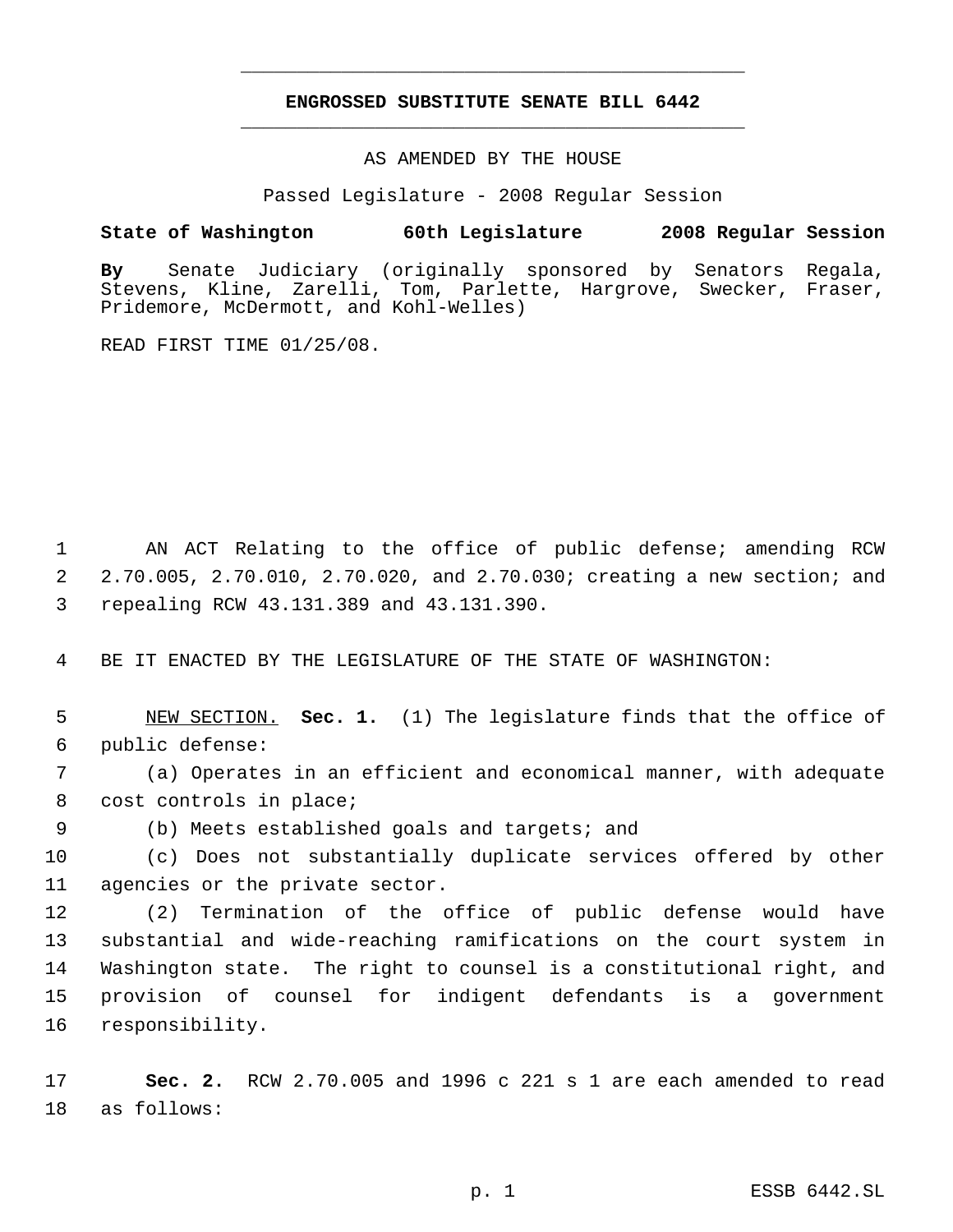**ENGROSSED SUBSTITUTE SENATE BILL 6442**

AS AMENDED BY THE HOUSE

Passed Legislature - 2008 Regular Session

**State of Washington 60th Legislature 2008 Regular Session**

**By** Senate Judiciary (originally sponsored by Senators Regala, Stevens, Kline, Zarelli, Tom, Parlette, Hargrove, Swecker, Fraser, Pridemore, McDermott, and Kohl-Welles)

READ FIRST TIME 01/25/08.

AN ACT Relating to the office of public defense; amending RCW 2.70.005, 2.70.010, 2.70.020, and 2.70.030; creating a new section; and repealing RCW 43.131.389 and 43.131.390.

BE IT ENACTED BY THE LEGISLATURE OF THE STATE OF WASHINGTON:

NEW SECTION. **Sec. 1.** (1) The legislature finds that the office of public defense:

(a) Operates in an efficient and economical manner, with adequate cost controls in place;

(b) Meets established goals and targets; and

(c) Does not substantially duplicate services offered by other agencies or the private sector.

(2) Termination of the office of public defense would have substantial and wide-reaching ramifications on the court system in Washington state. The right to counsel is a constitutional right, and provision of counsel for indigent defendants is a government responsibility.

**Sec. 2.** RCW 2.70.005 and 1996 c 221 s 1 are each amended to read as follows: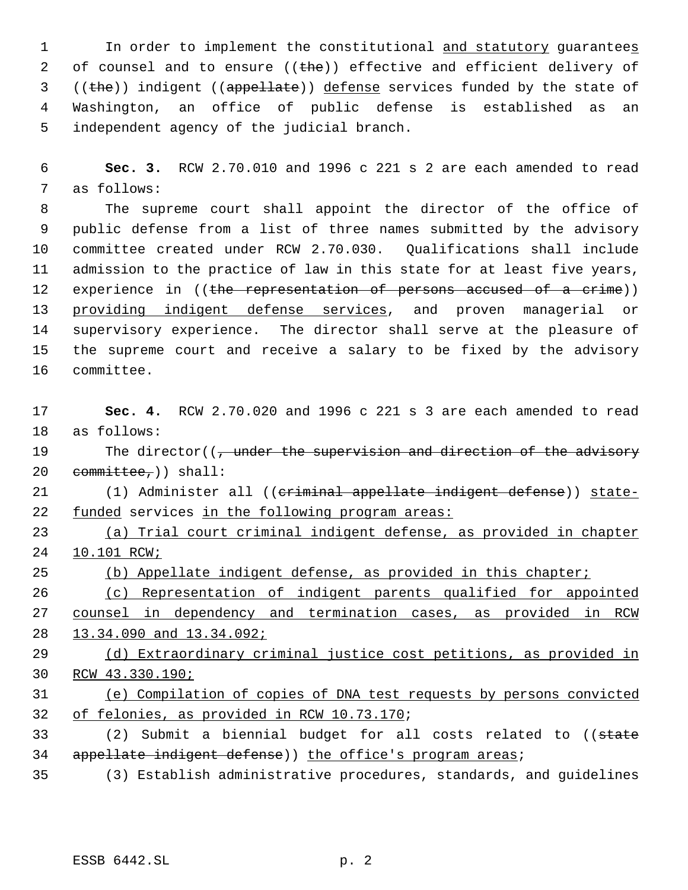In order to implement the constitutional <u>and statutory</u> guarantee<u>s</u> of counsel and to ensure ((~~the~~)) effective and efficient delivery of ((~~the~~)) indigent ((~~appellate~~)) <u>defense</u> services funded by the state of Washington, an office of public defense is established as an independent agency of the judicial branch.

**Sec. 3.** RCW 2.70.010 and 1996 c 221 s 2 are each amended to read as follows:

The supreme court shall appoint the director of the office of public defense from a list of three names submitted by the advisory committee created under RCW 2.70.030. Qualifications shall include admission to the practice of law in this state for at least five years, experience in ((~~the representation of persons accused of a crime~~)) <u>providing indigent defense services</u>, and proven managerial or supervisory experience. The director shall serve at the pleasure of the supreme court and receive a salary to be fixed by the advisory committee.

**Sec. 4.** RCW 2.70.020 and 1996 c 221 s 3 are each amended to read as follows:

The director((~~, under the supervision and direction of the advisory committee,~~)) shall:

(1) Administer all ((~~criminal appellate indigent defense~~)) <u>state-funded</u> services <u>in the following program areas:</u>

<u>(a) Trial court criminal indigent defense, as provided in chapter 10.101 RCW;</u>

<u>(b) Appellate indigent defense, as provided in this chapter;</u>

<u>(c) Representation of indigent parents qualified for appointed counsel in dependency and termination cases, as provided in RCW 13.34.090 and 13.34.092;</u>

<u>(d) Extraordinary criminal justice cost petitions, as provided in RCW 43.330.190;</u>

<u>(e) Compilation of copies of DNA test requests by persons convicted of felonies, as provided in RCW 10.73.170</u>;

(2) Submit a biennial budget for all costs related to ((~~state appellate indigent defense~~)) <u>the office's program areas</u>;

(3) Establish administrative procedures, standards, and guidelines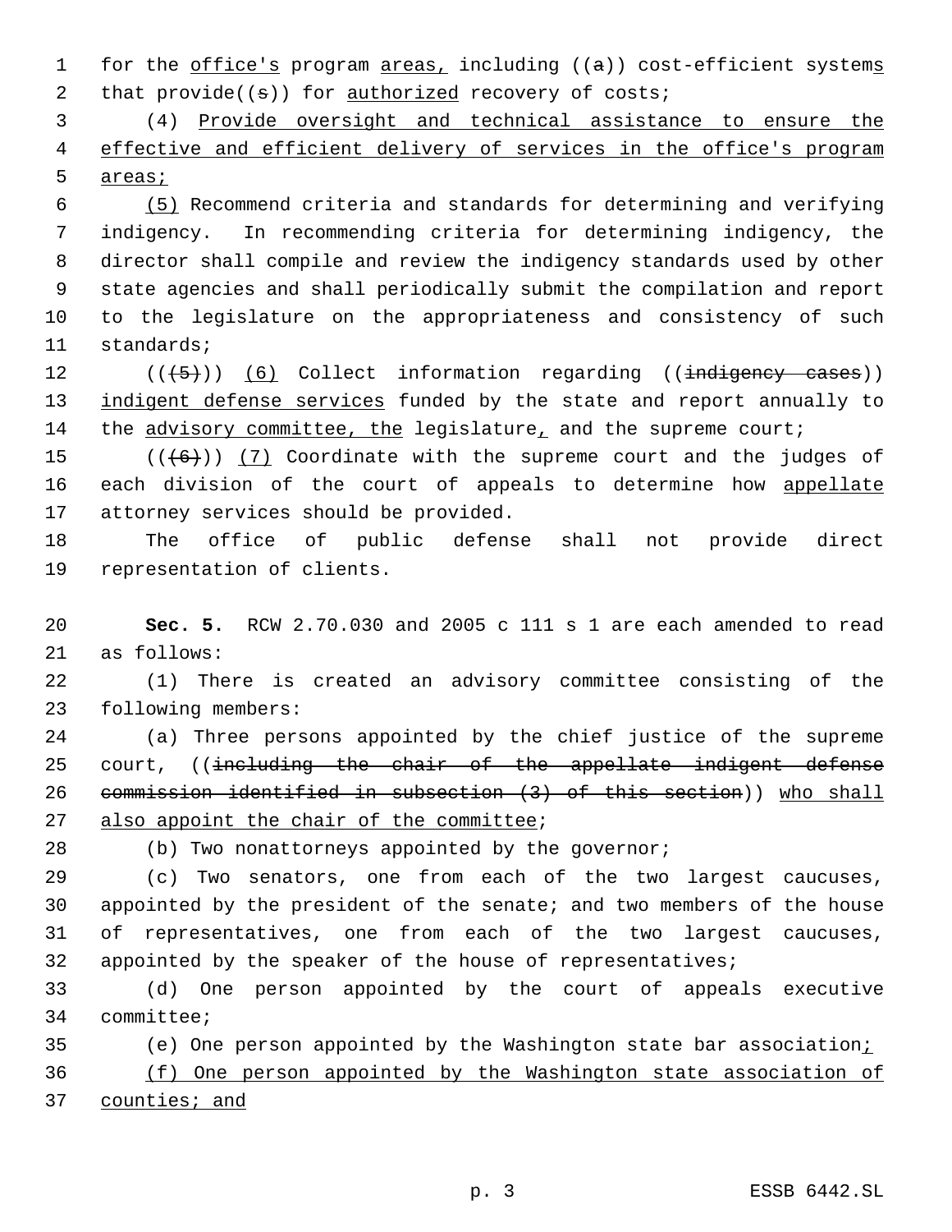for the office's program areas, including ((a)) cost-efficient systems that provide((s)) for authorized recovery of costs;

(4) Provide oversight and technical assistance to ensure the effective and efficient delivery of services in the office's program areas;

(5) Recommend criteria and standards for determining and verifying indigency. In recommending criteria for determining indigency, the director shall compile and review the indigency standards used by other state agencies and shall periodically submit the compilation and report to the legislature on the appropriateness and consistency of such standards;

(((5))) (6) Collect information regarding ((indigency cases)) indigent defense services funded by the state and report annually to the advisory committee, the legislature, and the supreme court;

(((6))) (7) Coordinate with the supreme court and the judges of each division of the court of appeals to determine how appellate attorney services should be provided.

The office of public defense shall not provide direct representation of clients.

**Sec. 5.** RCW 2.70.030 and 2005 c 111 s 1 are each amended to read as follows:

(1) There is created an advisory committee consisting of the following members:

(a) Three persons appointed by the chief justice of the supreme court, ((including the chair of the appellate indigent defense commission identified in subsection (3) of this section)) who shall also appoint the chair of the committee;

(b) Two nonattorneys appointed by the governor;

(c) Two senators, one from each of the two largest caucuses, appointed by the president of the senate; and two members of the house of representatives, one from each of the two largest caucuses, appointed by the speaker of the house of representatives;

(d) One person appointed by the court of appeals executive committee;

(e) One person appointed by the Washington state bar association;

(f) One person appointed by the Washington state association of counties; and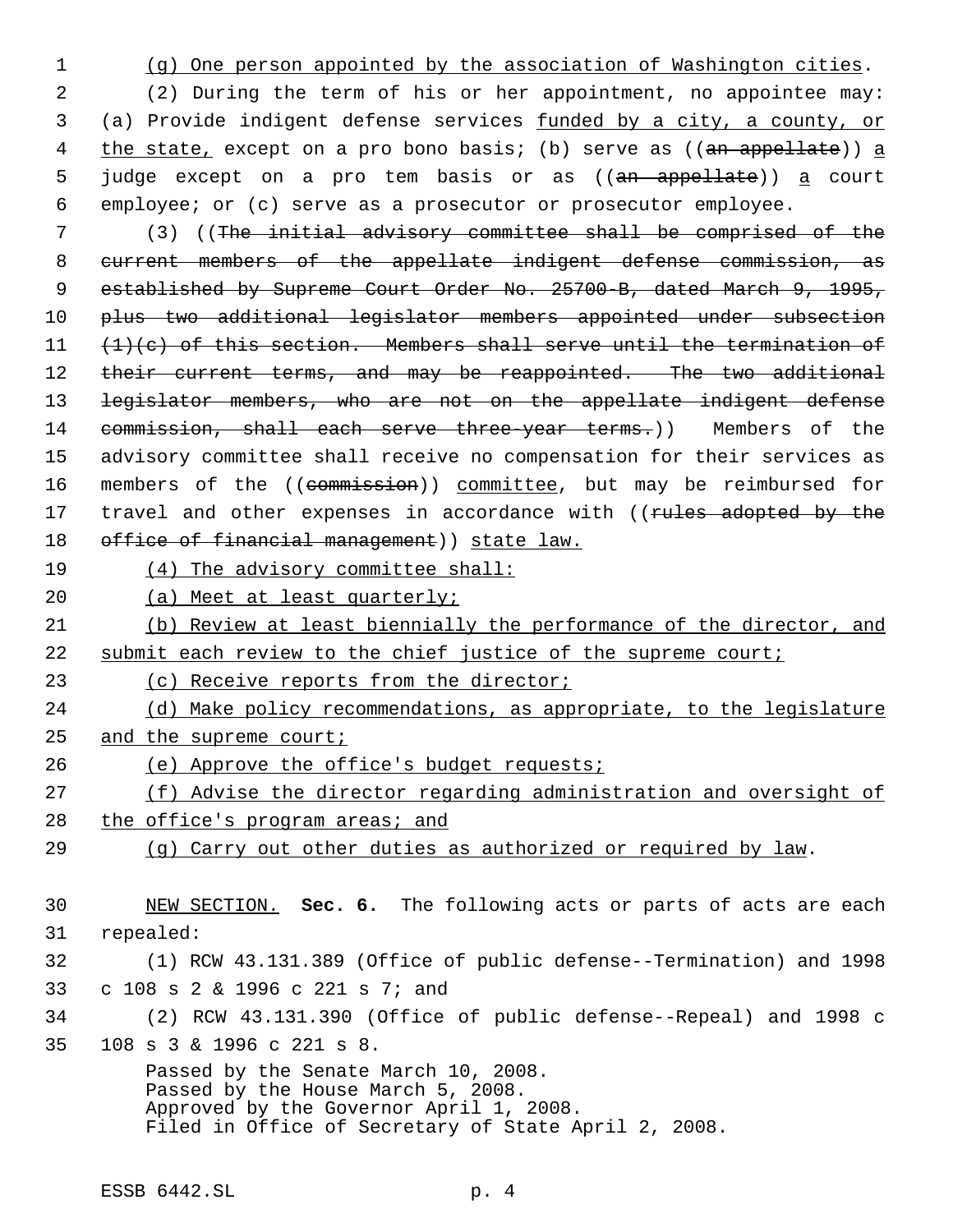(g) One person appointed by the association of Washington cities.

(2) During the term of his or her appointment, no appointee may: (a) Provide indigent defense services funded by a city, a county, or the state, except on a pro bono basis; (b) serve as ((an appellate)) a judge except on a pro tem basis or as ((an appellate)) a court employee; or (c) serve as a prosecutor or prosecutor employee.

(3) ((The initial advisory committee shall be comprised of the current members of the appellate indigent defense commission, as established by Supreme Court Order No. 25700-B, dated March 9, 1995, plus two additional legislator members appointed under subsection (1)(c) of this section. Members shall serve until the termination of their current terms, and may be reappointed. The two additional legislator members, who are not on the appellate indigent defense commission, shall each serve three-year terms.)) Members of the advisory committee shall receive no compensation for their services as members of the ((commission)) committee, but may be reimbursed for travel and other expenses in accordance with ((rules adopted by the office of financial management)) state law.

(4) The advisory committee shall:

(a) Meet at least quarterly;

(b) Review at least biennially the performance of the director, and submit each review to the chief justice of the supreme court;

(c) Receive reports from the director;

(d) Make policy recommendations, as appropriate, to the legislature and the supreme court;

(e) Approve the office's budget requests;

(f) Advise the director regarding administration and oversight of the office's program areas; and

(g) Carry out other duties as authorized or required by law.

NEW SECTION. **Sec. 6.** The following acts or parts of acts are each repealed:

(1) RCW 43.131.389 (Office of public defense--Termination) and 1998 c 108 s 2 & 1996 c 221 s 7; and

(2) RCW 43.131.390 (Office of public defense--Repeal) and 1998 c 108 s 3 & 1996 c 221 s 8.

Passed by the Senate March 10, 2008.
Passed by the House March 5, 2008.
Approved by the Governor April 1, 2008.
Filed in Office of Secretary of State April 2, 2008.